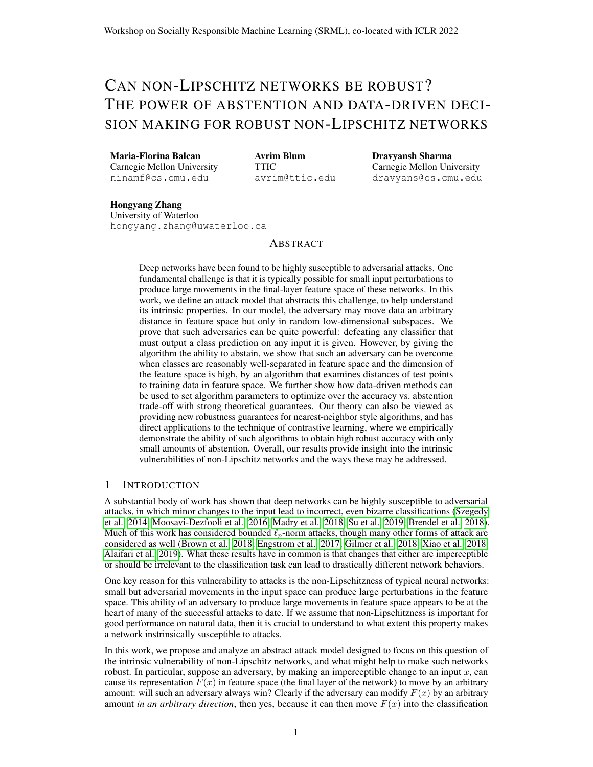# Can non-Lipschitz networks be robust? The power of abstention and data-driven decision making for robust non-Lipschitz networks

**Maria-Florina Balcan**
Carnegie Mellon University
ninamf@cs.cmu.edu

**Avrim Blum**
TTIC
avrim@ttic.edu

**Dravyansh Sharma**
Carnegie Mellon University
dravyans@cs.cmu.edu

**Hongyang Zhang**
University of Waterloo
hongyang.zhang@uwaterloo.ca

## Abstract

Deep networks have been found to be highly susceptible to adversarial attacks. One fundamental challenge is that it is typically possible for small input perturbations to produce large movements in the final-layer feature space of these networks. In this work, we define an attack model that abstracts this challenge, to help understand its intrinsic properties. In our model, the adversary may move data an arbitrary distance in feature space but only in random low-dimensional subspaces. We prove that such adversaries can be quite powerful: defeating any classifier that must output a class prediction on any input it is given. However, by giving the algorithm the ability to abstain, we show that such an adversary can be overcome when classes are reasonably well-separated in feature space and the dimension of the feature space is high, by an algorithm that examines distances of test points to training data in feature space. We further show how data-driven methods can be used to set algorithm parameters to optimize over the accuracy vs. abstention trade-off with strong theoretical guarantees. Our theory can also be viewed as providing new robustness guarantees for nearest-neighbor style algorithms, and has direct applications to the technique of contrastive learning, where we empirically demonstrate the ability of such algorithms to obtain high robust accuracy with only small amounts of abstention. Overall, our results provide insight into the intrinsic vulnerabilities of non-Lipschitz networks and the ways these may be addressed.

## 1 Introduction

A substantial body of work has shown that deep networks can be highly susceptible to adversarial attacks, in which minor changes to the input lead to incorrect, even bizarre classifications (Szegedy et al., 2014; Moosavi-Dezfooli et al., 2016; Madry et al., 2018; Su et al., 2019; Brendel et al., 2018). Much of this work has considered bounded $\ell_p$-norm attacks, though many other forms of attack are considered as well (Brown et al., 2018; Engstrom et al., 2017; Gilmer et al., 2018; Xiao et al., 2018; Alaifari et al., 2019). What these results have in common is that changes that either are imperceptible or should be irrelevant to the classification task can lead to drastically different network behaviors.

One key reason for this vulnerability to attacks is the non-Lipschitzness of typical neural networks: small but adversarial movements in the input space can produce large perturbations in the feature space. This ability of an adversary to produce large movements in feature space appears to be at the heart of many of the successful attacks to date. If we assume that non-Lipschitzness is important for good performance on natural data, then it is crucial to understand to what extent this property makes a network instrinsically susceptible to attacks.

In this work, we propose and analyze an abstract attack model designed to focus on this question of the intrinsic vulnerability of non-Lipschitz networks, and what might help to make such networks robust. In particular, suppose an adversary, by making an imperceptible change to an input $x$, can cause its representation $F(x)$ in feature space (the final layer of the network) to move by an arbitrary amount: will such an adversary always win? Clearly if the adversary can modify $F(x)$ by an arbitrary amount *in an arbitrary direction*, then yes, because it can then move $F(x)$ into the classification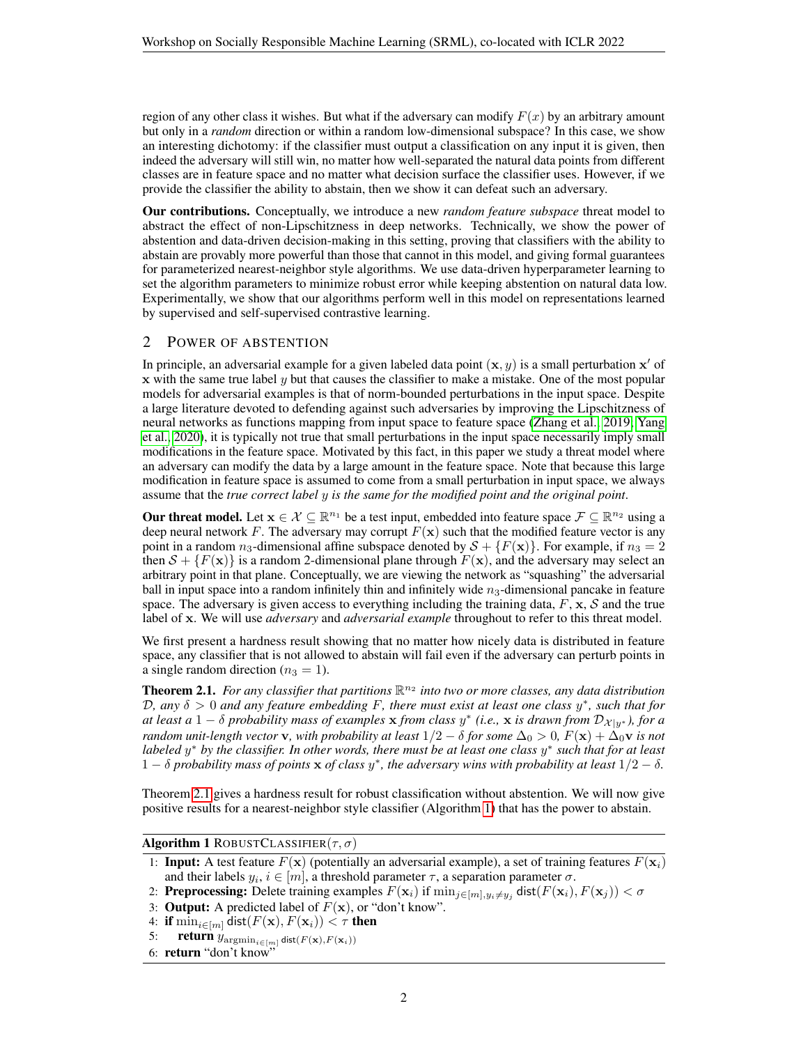region of any other class it wishes. But what if the adversary can modify $F(x)$ by an arbitrary amount but only in a *random* direction or within a random low-dimensional subspace? In this case, we show an interesting dichotomy: if the classifier must output a classification on any input it is given, then indeed the adversary will still win, no matter how well-separated the natural data points from different classes are in feature space and no matter what decision surface the classifier uses. However, if we provide the classifier the ability to abstain, then we show it can defeat such an adversary.

**Our contributions.** Conceptually, we introduce a new *random feature subspace* threat model to abstract the effect of non-Lipschitzness in deep networks. Technically, we show the power of abstention and data-driven decision-making in this setting, proving that classifiers with the ability to abstain are provably more powerful than those that cannot in this model, and giving formal guarantees for parameterized nearest-neighbor style algorithms. We use data-driven hyperparameter learning to set the algorithm parameters to minimize robust error while keeping abstention on natural data low. Experimentally, we show that our algorithms perform well in this model on representations learned by supervised and self-supervised contrastive learning.

## 2 POWER OF ABSTENTION

In principle, an adversarial example for a given labeled data point $(\mathbf{x}, y)$ is a small perturbation $\mathbf{x}'$ of $\mathbf{x}$ with the same true label $y$ but that causes the classifier to make a mistake. One of the most popular models for adversarial examples is that of norm-bounded perturbations in the input space. Despite a large literature devoted to defending against such adversaries by improving the Lipschitzness of neural networks as functions mapping from input space to feature space (Zhang et al., 2019; Yang et al., 2020), it is typically not true that small perturbations in the input space necessarily imply small modifications in the feature space. Motivated by this fact, in this paper we study a threat model where an adversary can modify the data by a large amount in the feature space. Note that because this large modification in feature space is assumed to come from a small perturbation in input space, we always assume that the *true correct label $y$ is the same for the modified point and the original point*.

**Our threat model.** Let $\mathbf{x} \in \mathcal{X} \subseteq \mathbb{R}^{n_1}$ be a test input, embedded into feature space $\mathcal{F} \subseteq \mathbb{R}^{n_2}$ using a deep neural network $F$. The adversary may corrupt $F(\mathbf{x})$ such that the modified feature vector is any point in a random $n_3$-dimensional affine subspace denoted by $\mathcal{S} + \{F(\mathbf{x})\}$. For example, if $n_3 = 2$ then $\mathcal{S} + \{F(\mathbf{x})\}$ is a random 2-dimensional plane through $F(\mathbf{x})$, and the adversary may select an arbitrary point in that plane. Conceptually, we are viewing the network as "squashing" the adversarial ball in input space into a random infinitely thin and infinitely wide $n_3$-dimensional pancake in feature space. The adversary is given access to everything including the training data, $F$, $\mathbf{x}$, $\mathcal{S}$ and the true label of $\mathbf{x}$. We will use *adversary* and *adversarial example* throughout to refer to this threat model.

We first present a hardness result showing that no matter how nicely data is distributed in feature space, any classifier that is not allowed to abstain will fail even if the adversary can perturb points in a single random direction ($n_3 = 1$).

**Theorem 2.1.** *For any classifier that partitions $\mathbb{R}^{n_2}$ into two or more classes, any data distribution $\mathcal{D}$, any $\delta > 0$ and any feature embedding $F$, there must exist at least one class $y^*$, such that for at least a $1 - \delta$ probability mass of examples $\mathbf{x}$ from class $y^*$ (i.e., $\mathbf{x}$ is drawn from $\mathcal{D}_{\mathcal{X}|y^*}$), for a random unit-length vector $\mathbf{v}$, with probability at least $1/2 - \delta$ for some $\Delta_0 > 0$, $F(\mathbf{x}) + \Delta_0 \mathbf{v}$ is not labeled $y^*$ by the classifier. In other words, there must be at least one class $y^*$ such that for at least $1 - \delta$ probability mass of points $\mathbf{x}$ of class $y^*$, the adversary wins with probability at least $1/2 - \delta$.*

Theorem 2.1 gives a hardness result for robust classification without abstention. We will now give positive results for a nearest-neighbor style classifier (Algorithm 1) that has the power to abstain.

**Algorithm 1** ROBUSTCLASSIFIER($\tau, \sigma$)

1: **Input:** A test feature $F(\mathbf{x})$ (potentially an adversarial example), a set of training features $F(\mathbf{x}_i)$ and their labels $y_i$, $i \in [m]$, a threshold parameter $\tau$, a separation parameter $\sigma$.
2: **Preprocessing:** Delete training examples $F(\mathbf{x}_i)$ if $\min_{j \in [m], y_i \neq y_j} \mathsf{dist}(F(\mathbf{x}_i), F(\mathbf{x}_j)) < \sigma$
3: **Output:** A predicted label of $F(\mathbf{x})$, or "don't know".
4: **if** $\min_{i \in [m]} \mathsf{dist}(F(\mathbf{x}), F(\mathbf{x}_i)) < \tau$ **then**
5: &nbsp;&nbsp;&nbsp;&nbsp;**return** $y_{\mathrm{argmin}_{i \in [m]} \mathsf{dist}(F(\mathbf{x}), F(\mathbf{x}_i))}$
6: **return** "don't know"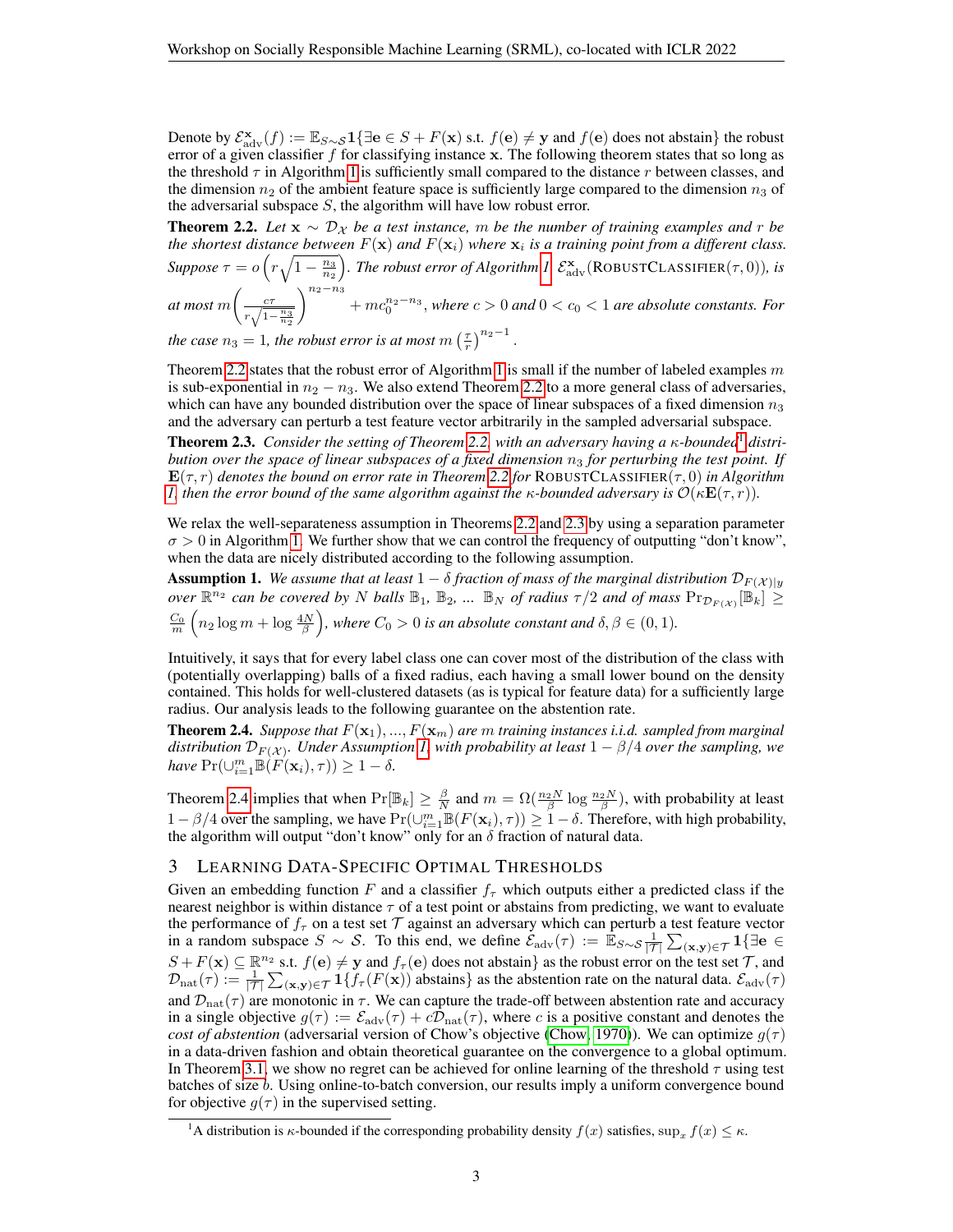Denote by $\mathcal{E}_{\text{adv}}^{\mathbf{x}}(f) := \mathbb{E}_{S\sim\mathcal{S}}\mathbf{1}\{\exists \mathbf{e} \in S + F(\mathbf{x}) \text{ s.t. } f(\mathbf{e}) \neq \mathbf{y} \text{ and } f(\mathbf{e}) \text{ does not abstain}\}$ the robust error of a given classifier $f$ for classifying instance $\mathbf{x}$. The following theorem states that so long as the threshold $\tau$ in Algorithm 1 is sufficiently small compared to the distance $r$ between classes, and the dimension $n_2$ of the ambient feature space is sufficiently large compared to the dimension $n_3$ of the adversarial subspace $S$, the algorithm will have low robust error.

**Theorem 2.2.** *Let $\mathbf{x} \sim \mathcal{D}_{\mathcal{X}}$ be a test instance, $m$ be the number of training examples and $r$ be the shortest distance between $F(\mathbf{x})$ and $F(\mathbf{x}_i)$ where $\mathbf{x}_i$ is a training point from a different class. Suppose $\tau = o\left(r\sqrt{1-\frac{n_3}{n_2}}\right)$. The robust error of Algorithm 1, $\mathcal{E}_{\text{adv}}^{\mathbf{x}}(\textsc{RobustClassifier}(\tau, 0))$, is at most $m\left(\frac{c\tau}{r\sqrt{1-\frac{n_3}{n_2}}}\right)^{n_2-n_3} + mc_0^{n_2-n_3}$, where $c > 0$ and $0 < c_0 < 1$ are absolute constants. For the case $n_3 = 1$, the robust error is at most $m\left(\frac{\tau}{r}\right)^{n_2-1}$.*

Theorem 2.2 states that the robust error of Algorithm 1 is small if the number of labeled examples $m$ is sub-exponential in $n_2 - n_3$. We also extend Theorem 2.2 to a more general class of adversaries, which can have any bounded distribution over the space of linear subspaces of a fixed dimension $n_3$ and the adversary can perturb a test feature vector arbitrarily in the sampled adversarial subspace.

**Theorem 2.3.** *Consider the setting of Theorem 2.2 with an adversary having a $\kappa$-bounded[1] distribution over the space of linear subspaces of a fixed dimension $n_3$ for perturbing the test point. If $\mathbf{E}(\tau, r)$ denotes the bound on error rate in Theorem 2.2 for $\textsc{RobustClassifier}(\tau, 0)$ in Algorithm 1, then the error bound of the same algorithm against the $\kappa$-bounded adversary is $\mathcal{O}(\kappa\mathbf{E}(\tau, r))$.*

We relax the well-separateness assumption in Theorems 2.2 and 2.3 by using a separation parameter $\sigma > 0$ in Algorithm 1. We further show that we can control the frequency of outputting "don't know", when the data are nicely distributed according to the following assumption.

**Assumption 1.** *We assume that at least $1 - \delta$ fraction of mass of the marginal distribution $\mathcal{D}_{F(\mathcal{X})|y}$ over $\mathbb{R}^{n_2}$ can be covered by $N$ balls $\mathbb{B}_1$, $\mathbb{B}_2$, ... $\mathbb{B}_N$ of radius $\tau/2$ and of mass $\Pr_{\mathcal{D}_{F(\mathcal{X})}}[\mathbb{B}_k] \geq \frac{C_0}{m}\left(n_2 \log m + \log \frac{4N}{\beta}\right)$, where $C_0 > 0$ is an absolute constant and $\delta, \beta \in (0, 1)$.*

Intuitively, it says that for every label class one can cover most of the distribution of the class with (potentially overlapping) balls of a fixed radius, each having a small lower bound on the density contained. This holds for well-clustered datasets (as is typical for feature data) for a sufficiently large radius. Our analysis leads to the following guarantee on the abstention rate.

**Theorem 2.4.** *Suppose that $F(\mathbf{x}_1), ..., F(\mathbf{x}_m)$ are $m$ training instances i.i.d. sampled from marginal distribution $\mathcal{D}_{F(\mathcal{X})}$. Under Assumption 1, with probability at least $1 - \beta/4$ over the sampling, we have $\Pr(\cup_{i=1}^m \mathbb{B}(F(\mathbf{x}_i), \tau)) \geq 1 - \delta$.*

Theorem 2.4 implies that when $\Pr[\mathbb{B}_k] \geq \frac{\beta}{N}$ and $m = \Omega(\frac{n_2 N}{\beta} \log \frac{n_2 N}{\beta})$, with probability at least $1 - \beta/4$ over the sampling, we have $\Pr(\cup_{i=1}^m \mathbb{B}(F(\mathbf{x}_i), \tau)) \geq 1 - \delta$. Therefore, with high probability, the algorithm will output "don't know" only for an $\delta$ fraction of natural data.

## 3 Learning Data-Specific Optimal Thresholds

Given an embedding function $F$ and a classifier $f_\tau$ which outputs either a predicted class if the nearest neighbor is within distance $\tau$ of a test point or abstains from predicting, we want to evaluate the performance of $f_\tau$ on a test set $\mathcal{T}$ against an adversary which can perturb a test feature vector in a random subspace $S \sim \mathcal{S}$. To this end, we define $\mathcal{E}_{\text{adv}}(\tau) := \mathbb{E}_{S\sim\mathcal{S}} \frac{1}{|\mathcal{T}|}\sum_{(\mathbf{x},\mathbf{y})\in\mathcal{T}} \mathbf{1}\{\exists \mathbf{e} \in S + F(\mathbf{x}) \subseteq \mathbb{R}^{n_2} \text{ s.t. } f(\mathbf{e}) \neq \mathbf{y} \text{ and } f_\tau(\mathbf{e}) \text{ does not abstain}\}$ as the robust error on the test set $\mathcal{T}$, and $\mathcal{D}_{\text{nat}}(\tau) := \frac{1}{|\mathcal{T}|}\sum_{(\mathbf{x},\mathbf{y})\in\mathcal{T}} \mathbf{1}\{f_\tau(F(\mathbf{x})) \text{ abstains}\}$ as the abstention rate on the natural data. $\mathcal{E}_{\text{adv}}(\tau)$ and $\mathcal{D}_{\text{nat}}(\tau)$ are monotonic in $\tau$. We can capture the trade-off between abstention rate and accuracy in a single objective $g(\tau) := \mathcal{E}_{\text{adv}}(\tau) + c\mathcal{D}_{\text{nat}}(\tau)$, where $c$ is a positive constant and denotes the *cost of abstention* (adversarial version of Chow's objective (Chow, 1970)). We can optimize $g(\tau)$ in a data-driven fashion and obtain theoretical guarantee on the convergence to a global optimum. In Theorem 3.1, we show no regret can be achieved for online learning of the threshold $\tau$ using test batches of size $b$. Using online-to-batch conversion, our results imply a uniform convergence bound for objective $g(\tau)$ in the supervised setting.

[1] A distribution is $\kappa$-bounded if the corresponding probability density $f(x)$ satisfies, $\sup_x f(x) \leq \kappa$.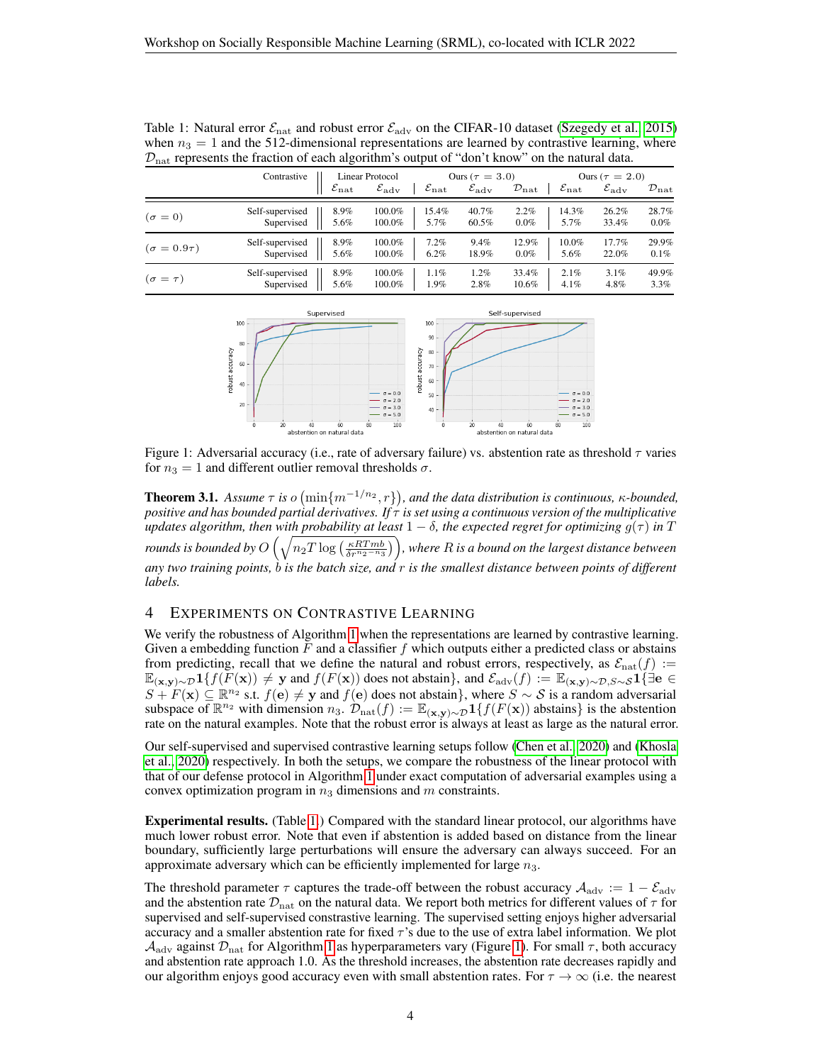Table 1: Natural error $\mathcal{E}_{\text{nat}}$ and robust error $\mathcal{E}_{\text{adv}}$ on the CIFAR-10 dataset (Szegedy et al., 2015) when $n_3 = 1$ and the 512-dimensional representations are learned by contrastive learning, where $\mathcal{D}_{\text{nat}}$ represents the fraction of each algorithm's output of "don't know" on the natural data.

| | Contrastive | Linear Protocol | | Ours ($\tau = 3.0$) | | | Ours ($\tau = 2.0$) | | |
|---|---|---|---|---|---|---|---|---|---|
| | | $\mathcal{E}_{\text{nat}}$ | $\mathcal{E}_{\text{adv}}$ | $\mathcal{E}_{\text{nat}}$ | $\mathcal{E}_{\text{adv}}$ | $\mathcal{D}_{\text{nat}}$ | $\mathcal{E}_{\text{nat}}$ | $\mathcal{E}_{\text{adv}}$ | $\mathcal{D}_{\text{nat}}$ |
| ($\sigma = 0$) | Self-supervised | 8.9% | 100.0% | 15.4% | 40.7% | 2.2% | 14.3% | 26.2% | 28.7% |
| | Supervised | 5.6% | 100.0% | 5.7% | 60.5% | 0.0% | 5.7% | 33.4% | 0.0% |
| ($\sigma = 0.9\tau$) | Self-supervised | 8.9% | 100.0% | 7.2% | 9.4% | 12.9% | 10.0% | 17.7% | 29.9% |
| | Supervised | 5.6% | 100.0% | 6.2% | 18.9% | 0.0% | 5.6% | 22.0% | 0.1% |
| ($\sigma = \tau$) | Self-supervised | 8.9% | 100.0% | 1.1% | 1.2% | 33.4% | 2.1% | 3.1% | 49.9% |
| | Supervised | 5.6% | 100.0% | 1.9% | 2.8% | 10.6% | 4.1% | 4.8% | 3.3% |

Figure 1: Adversarial accuracy (i.e., rate of adversary failure) vs. abstention rate as threshold $\tau$ varies for $n_3 = 1$ and different outlier removal thresholds $\sigma$.

**Theorem 3.1.** *Assume $\tau$ is $o\left(\min\{m^{-1/n_2}, r\}\right)$, and the data distribution is continuous, $\kappa$-bounded, positive and has bounded partial derivatives. If $\tau$ is set using a continuous version of the multiplicative updates algorithm, then with probability at least $1-\delta$, the expected regret for optimizing $g(\tau)$ in $T$ rounds is bounded by $O\left(\sqrt{n_2 T \log\left(\frac{\kappa RTmb}{\delta r^{n_2 - n_3}}\right)}\right)$, where $R$ is a bound on the largest distance between any two training points, $b$ is the batch size, and $r$ is the smallest distance between points of different labels.*

## 4 Experiments on Contrastive Learning

We verify the robustness of Algorithm 1 when the representations are learned by contrastive learning. Given a embedding function $F$ and a classifier $f$ which outputs either a predicted class or abstains from predicting, recall that we define the natural and robust errors, respectively, as $\mathcal{E}_{\text{nat}}(f) := \mathbb{E}_{(\mathbf{x},\mathbf{y})\sim\mathcal{D}}\mathbf{1}\{f(F(\mathbf{x})) \neq \mathbf{y}$ and $f(F(\mathbf{x}))$ does not abstain$\}$, and $\mathcal{E}_{\text{adv}}(f) := \mathbb{E}_{(\mathbf{x},\mathbf{y})\sim\mathcal{D},S\sim\mathcal{S}}\mathbf{1}\{\exists \mathbf{e} \in S + F(\mathbf{x}) \subseteq \mathbb{R}^{n_2}$ s.t. $f(\mathbf{e}) \neq \mathbf{y}$ and $f(\mathbf{e})$ does not abstain$\}$, where $S \sim \mathcal{S}$ is a random adversarial subspace of $\mathbb{R}^{n_2}$ with dimension $n_3$. $\mathcal{D}_{\text{nat}}(f) := \mathbb{E}_{(\mathbf{x},\mathbf{y})\sim\mathcal{D}}\mathbf{1}\{f(F(\mathbf{x}))$ abstains$\}$ is the abstention rate on the natural examples. Note that the robust error is always at least as large as the natural error.

Our self-supervised and supervised contrastive learning setups follow (Chen et al., 2020) and (Khosla et al., 2020) respectively. In both the setups, we compare the robustness of the linear protocol with that of our defense protocol in Algorithm 1 under exact computation of adversarial examples using a convex optimization program in $n_3$ dimensions and $m$ constraints.

**Experimental results.** (Table 1) Compared with the standard linear protocol, our algorithms have much lower robust error. Note that even if abstention is added based on distance from the linear boundary, sufficiently large perturbations will ensure the adversary can always succeed. For an approximate adversary which can be efficiently implemented for large $n_3$.

The threshold parameter $\tau$ captures the trade-off between the robust accuracy $\mathcal{A}_{\text{adv}} := 1 - \mathcal{E}_{\text{adv}}$ and the abstention rate $\mathcal{D}_{\text{nat}}$ on the natural data. We report both metrics for different values of $\tau$ for supervised and self-supervised constrastive learning. The supervised setting enjoys higher adversarial accuracy and a smaller abstention rate for fixed $\tau$'s due to the use of extra label information. We plot $\mathcal{A}_{\text{adv}}$ against $\mathcal{D}_{\text{nat}}$ for Algorithm 1 as hyperparameters vary (Figure 1). For small $\tau$, both accuracy and abstention rate approach 1.0. As the threshold increases, the abstention rate decreases rapidly and our algorithm enjoys good accuracy even with small abstention rates. For $\tau \to \infty$ (i.e. the nearest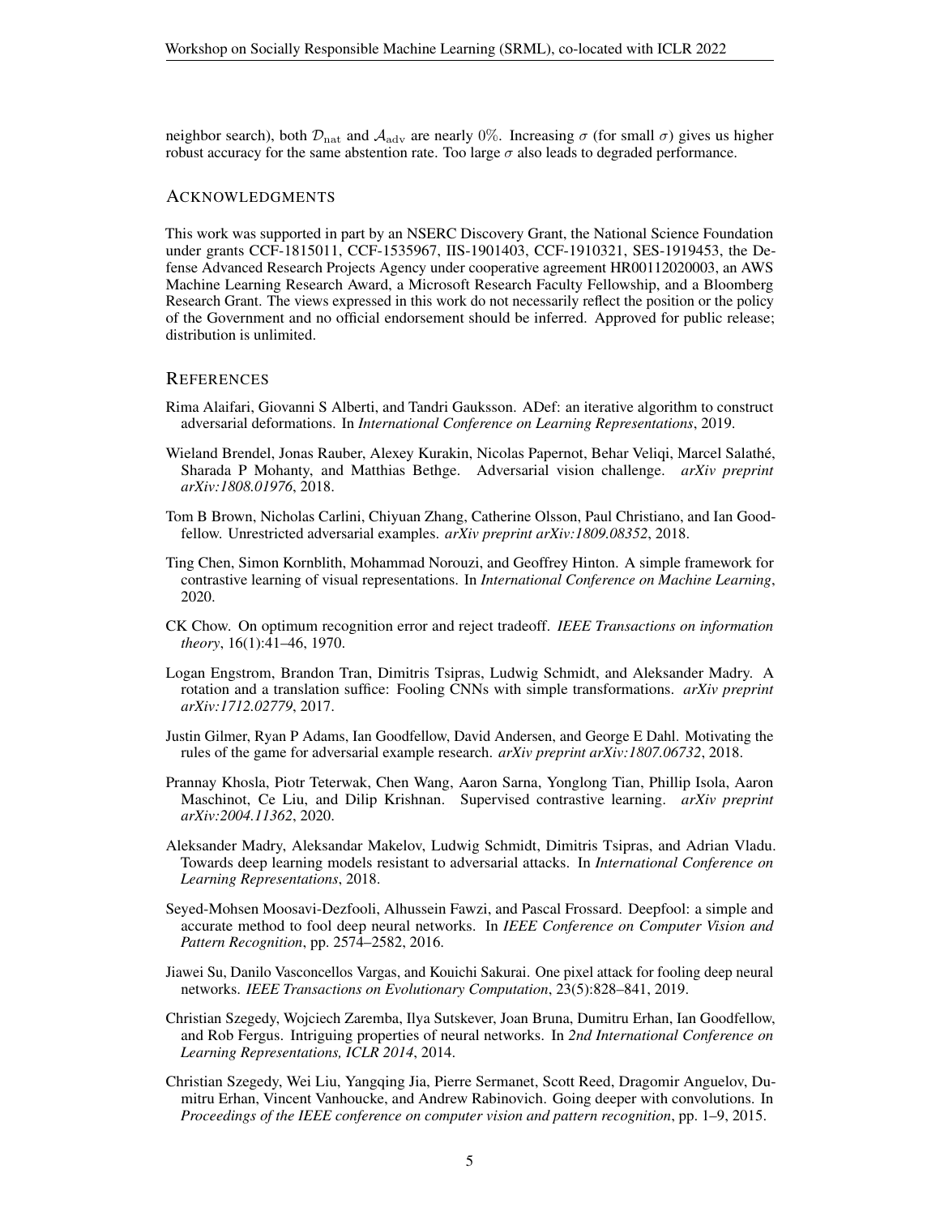neighbor search), both $\mathcal{D}_{\text{nat}}$ and $\mathcal{A}_{\text{adv}}$ are nearly $0\%$. Increasing $\sigma$ (for small $\sigma$) gives us higher robust accuracy for the same abstention rate. Too large $\sigma$ also leads to degraded performance.

## ACKNOWLEDGMENTS

This work was supported in part by an NSERC Discovery Grant, the National Science Foundation under grants CCF-1815011, CCF-1535967, IIS-1901403, CCF-1910321, SES-1919453, the Defense Advanced Research Projects Agency under cooperative agreement HR00112020003, an AWS Machine Learning Research Award, a Microsoft Research Faculty Fellowship, and a Bloomberg Research Grant. The views expressed in this work do not necessarily reflect the position or the policy of the Government and no official endorsement should be inferred. Approved for public release; distribution is unlimited.

## REFERENCES

Rima Alaifari, Giovanni S Alberti, and Tandri Gauksson. ADef: an iterative algorithm to construct adversarial deformations. In *International Conference on Learning Representations*, 2019.

Wieland Brendel, Jonas Rauber, Alexey Kurakin, Nicolas Papernot, Behar Veliqi, Marcel Salathé, Sharada P Mohanty, and Matthias Bethge. Adversarial vision challenge. *arXiv preprint arXiv:1808.01976*, 2018.

Tom B Brown, Nicholas Carlini, Chiyuan Zhang, Catherine Olsson, Paul Christiano, and Ian Goodfellow. Unrestricted adversarial examples. *arXiv preprint arXiv:1809.08352*, 2018.

Ting Chen, Simon Kornblith, Mohammad Norouzi, and Geoffrey Hinton. A simple framework for contrastive learning of visual representations. In *International Conference on Machine Learning*, 2020.

CK Chow. On optimum recognition error and reject tradeoff. *IEEE Transactions on information theory*, 16(1):41–46, 1970.

Logan Engstrom, Brandon Tran, Dimitris Tsipras, Ludwig Schmidt, and Aleksander Madry. A rotation and a translation suffice: Fooling CNNs with simple transformations. *arXiv preprint arXiv:1712.02779*, 2017.

Justin Gilmer, Ryan P Adams, Ian Goodfellow, David Andersen, and George E Dahl. Motivating the rules of the game for adversarial example research. *arXiv preprint arXiv:1807.06732*, 2018.

Prannay Khosla, Piotr Teterwak, Chen Wang, Aaron Sarna, Yonglong Tian, Phillip Isola, Aaron Maschinot, Ce Liu, and Dilip Krishnan. Supervised contrastive learning. *arXiv preprint arXiv:2004.11362*, 2020.

Aleksander Madry, Aleksandar Makelov, Ludwig Schmidt, Dimitris Tsipras, and Adrian Vladu. Towards deep learning models resistant to adversarial attacks. In *International Conference on Learning Representations*, 2018.

Seyed-Mohsen Moosavi-Dezfooli, Alhussein Fawzi, and Pascal Frossard. Deepfool: a simple and accurate method to fool deep neural networks. In *IEEE Conference on Computer Vision and Pattern Recognition*, pp. 2574–2582, 2016.

Jiawei Su, Danilo Vasconcellos Vargas, and Kouichi Sakurai. One pixel attack for fooling deep neural networks. *IEEE Transactions on Evolutionary Computation*, 23(5):828–841, 2019.

Christian Szegedy, Wojciech Zaremba, Ilya Sutskever, Joan Bruna, Dumitru Erhan, Ian Goodfellow, and Rob Fergus. Intriguing properties of neural networks. In *2nd International Conference on Learning Representations, ICLR 2014*, 2014.

Christian Szegedy, Wei Liu, Yangqing Jia, Pierre Sermanet, Scott Reed, Dragomir Anguelov, Dumitru Erhan, Vincent Vanhoucke, and Andrew Rabinovich. Going deeper with convolutions. In *Proceedings of the IEEE conference on computer vision and pattern recognition*, pp. 1–9, 2015.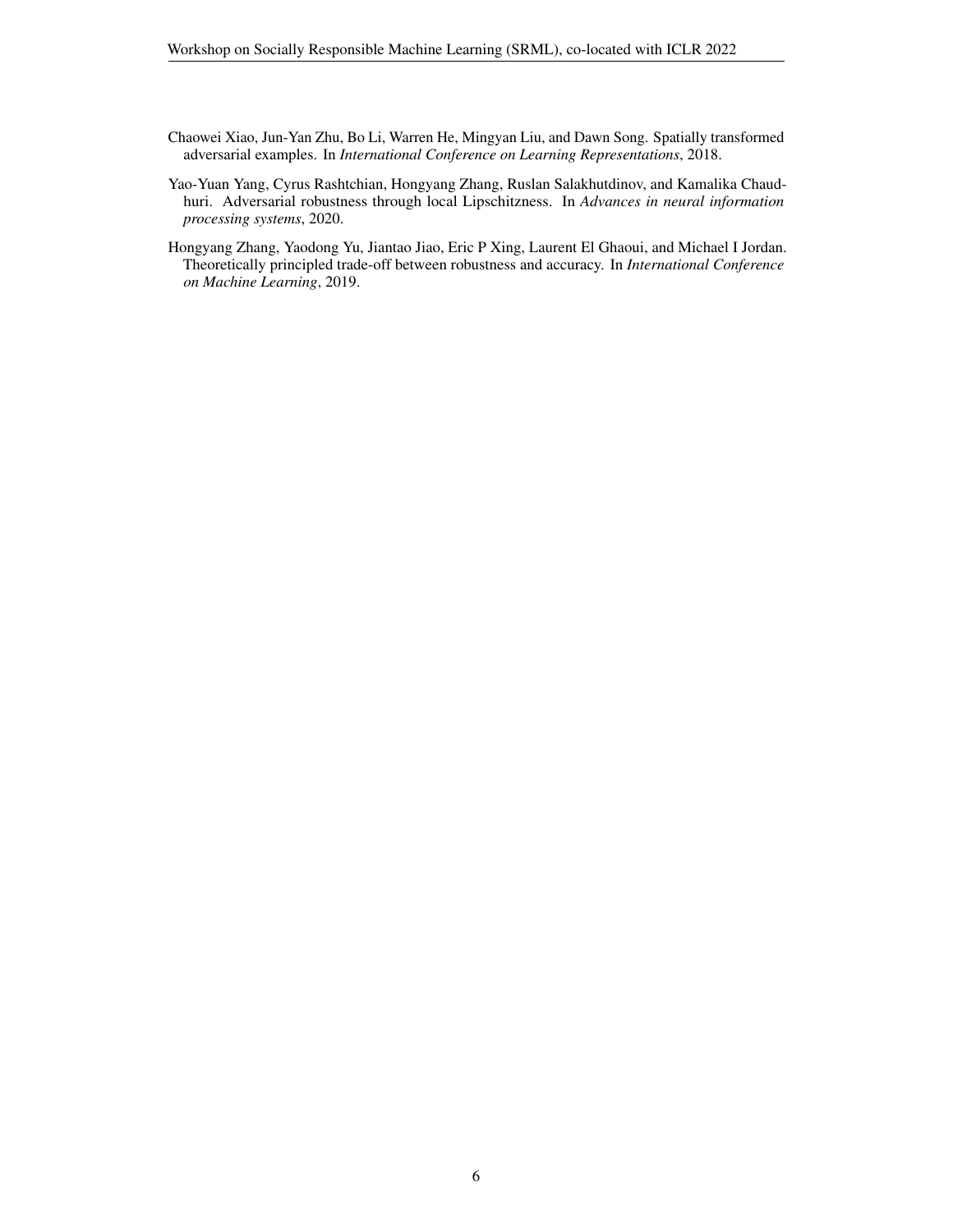Chaowei Xiao, Jun-Yan Zhu, Bo Li, Warren He, Mingyan Liu, and Dawn Song. Spatially transformed adversarial examples. In *International Conference on Learning Representations*, 2018.

Yao-Yuan Yang, Cyrus Rashtchian, Hongyang Zhang, Ruslan Salakhutdinov, and Kamalika Chaudhuri. Adversarial robustness through local Lipschitzness. In *Advances in neural information processing systems*, 2020.

Hongyang Zhang, Yaodong Yu, Jiantao Jiao, Eric P Xing, Laurent El Ghaoui, and Michael I Jordan. Theoretically principled trade-off between robustness and accuracy. In *International Conference on Machine Learning*, 2019.